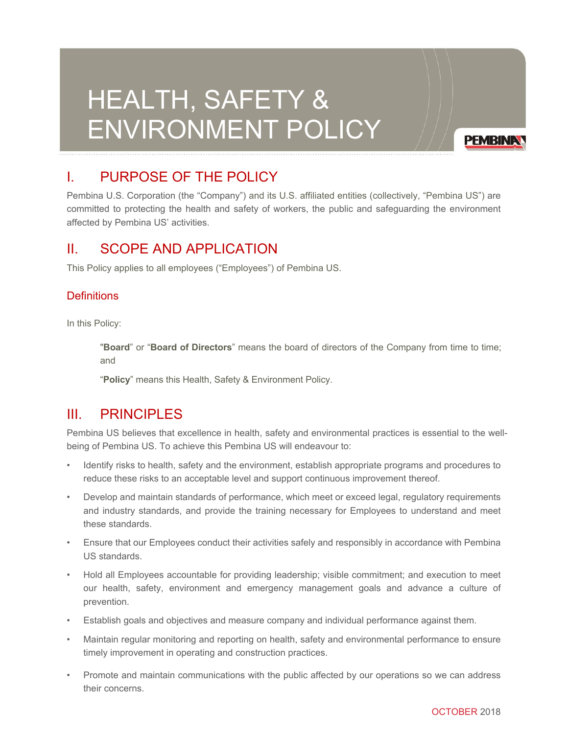# HEALTH, SAFETY & ENVIRONMENT POLICY

## I. PURPOSE OF THE POLICY

Pembina U.S. Corporation (the "Company") and its U.S. affiliated entities (collectively, "Pembina US") are committed to protecting the health and safety of workers, the public and safeguarding the environment affected by Pembina US' activities.

## II. SCOPE AND APPLICATION

This Policy applies to all employees ("Employees") of Pembina US.

### Definitions

In this Policy:

"**Board**" or "**Board of Directors**" means the board of directors of the Company from time to time; and

"**Policy**" means this Health, Safety & Environment Policy.

## III. PRINCIPLES

Pembina US believes that excellence in health, safety and environmental practices is essential to the well-being of Pembina US. To achieve this Pembina US will endeavour to:

- Identify risks to health, safety and the environment, establish appropriate programs and procedures to reduce these risks to an acceptable level and support continuous improvement thereof.
- Develop and maintain standards of performance, which meet or exceed legal, regulatory requirements and industry standards, and provide the training necessary for Employees to understand and meet these standards.
- Ensure that our Employees conduct their activities safely and responsibly in accordance with Pembina US standards.
- Hold all Employees accountable for providing leadership; visible commitment; and execution to meet our health, safety, environment and emergency management goals and advance a culture of prevention.
- Establish goals and objectives and measure company and individual performance against them.
- Maintain regular monitoring and reporting on health, safety and environmental performance to ensure timely improvement in operating and construction practices.
- Promote and maintain communications with the public affected by our operations so we can address their concerns.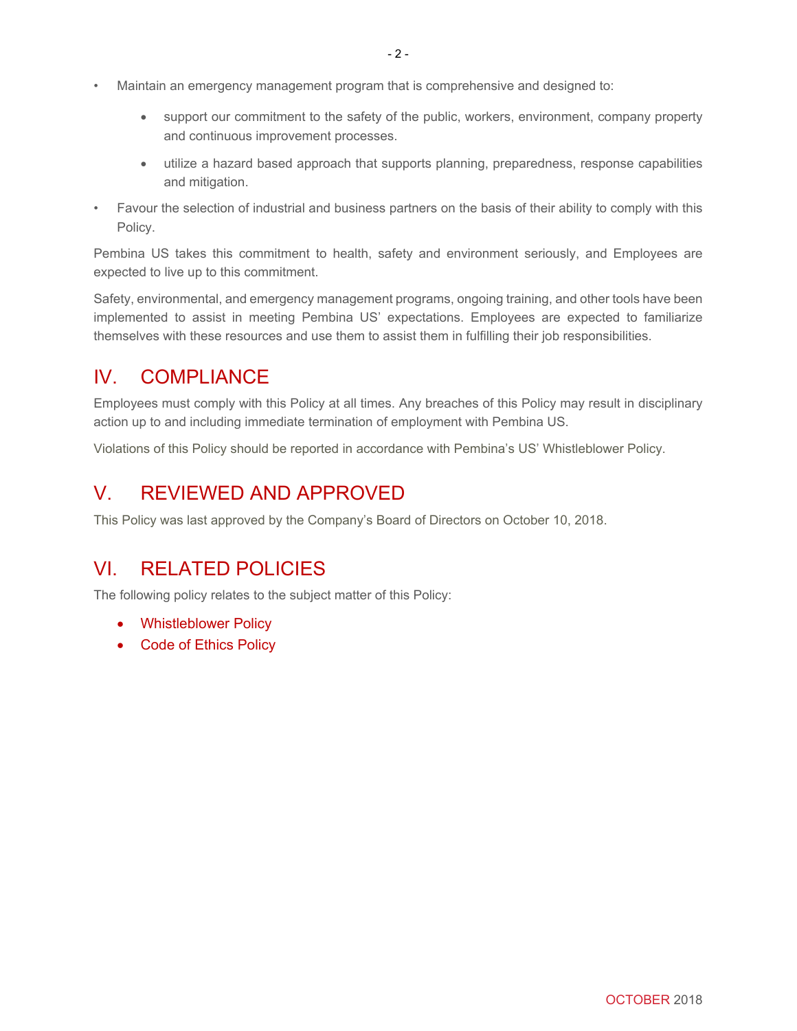- Maintain an emergency management program that is comprehensive and designed to:
  - support our commitment to the safety of the public, workers, environment, company property and continuous improvement processes.
  - utilize a hazard based approach that supports planning, preparedness, response capabilities and mitigation.
- Favour the selection of industrial and business partners on the basis of their ability to comply with this Policy.

Pembina US takes this commitment to health, safety and environment seriously, and Employees are expected to live up to this commitment.

Safety, environmental, and emergency management programs, ongoing training, and other tools have been implemented to assist in meeting Pembina US' expectations. Employees are expected to familiarize themselves with these resources and use them to assist them in fulfilling their job responsibilities.

## IV. COMPLIANCE

Employees must comply with this Policy at all times. Any breaches of this Policy may result in disciplinary action up to and including immediate termination of employment with Pembina US.

Violations of this Policy should be reported in accordance with Pembina's US' Whistleblower Policy.

## V. REVIEWED AND APPROVED

This Policy was last approved by the Company's Board of Directors on October 10, 2018.

## VI. RELATED POLICIES

The following policy relates to the subject matter of this Policy:

- Whistleblower Policy
- Code of Ethics Policy